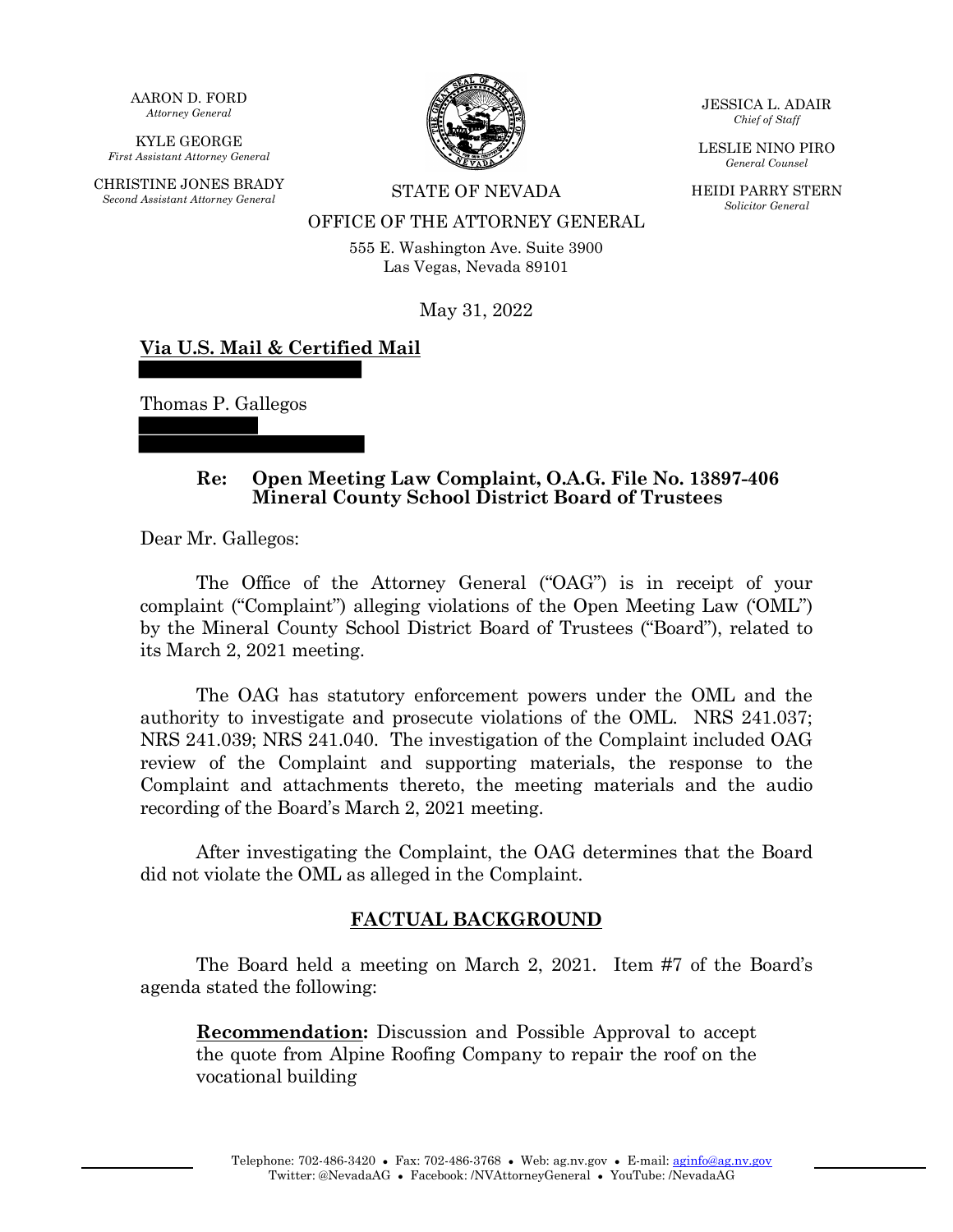AARON D. FORD
*Attorney General*

KYLE GEORGE
*First Assistant Attorney General*

CHRISTINE JONES BRADY
*Second Assistant Attorney General*

JESSICA L. ADAIR
*Chief of Staff*

LESLIE NINO PIRO
*General Counsel*

HEIDI PARRY STERN
*Solicitor General*

STATE OF NEVADA
OFFICE OF THE ATTORNEY GENERAL
555 E. Washington Ave. Suite 3900
Las Vegas, Nevada 89101

May 31, 2022

**Via U.S. Mail & Certified Mail**

Thomas P. Gallegos

**Re: Open Meeting Law Complaint, O.A.G. File No. 13897-406**
**Mineral County School District Board of Trustees**

Dear Mr. Gallegos:

The Office of the Attorney General ("OAG") is in receipt of your complaint ("Complaint") alleging violations of the Open Meeting Law ('OML") by the Mineral County School District Board of Trustees ("Board"), related to its March 2, 2021 meeting.

The OAG has statutory enforcement powers under the OML and the authority to investigate and prosecute violations of the OML. NRS 241.037; NRS 241.039; NRS 241.040. The investigation of the Complaint included OAG review of the Complaint and supporting materials, the response to the Complaint and attachments thereto, the meeting materials and the audio recording of the Board's March 2, 2021 meeting.

After investigating the Complaint, the OAG determines that the Board did not violate the OML as alleged in the Complaint.

## FACTUAL BACKGROUND

The Board held a meeting on March 2, 2021. Item #7 of the Board's agenda stated the following:

> **Recommendation:** Discussion and Possible Approval to accept the quote from Alpine Roofing Company to repair the roof on the vocational building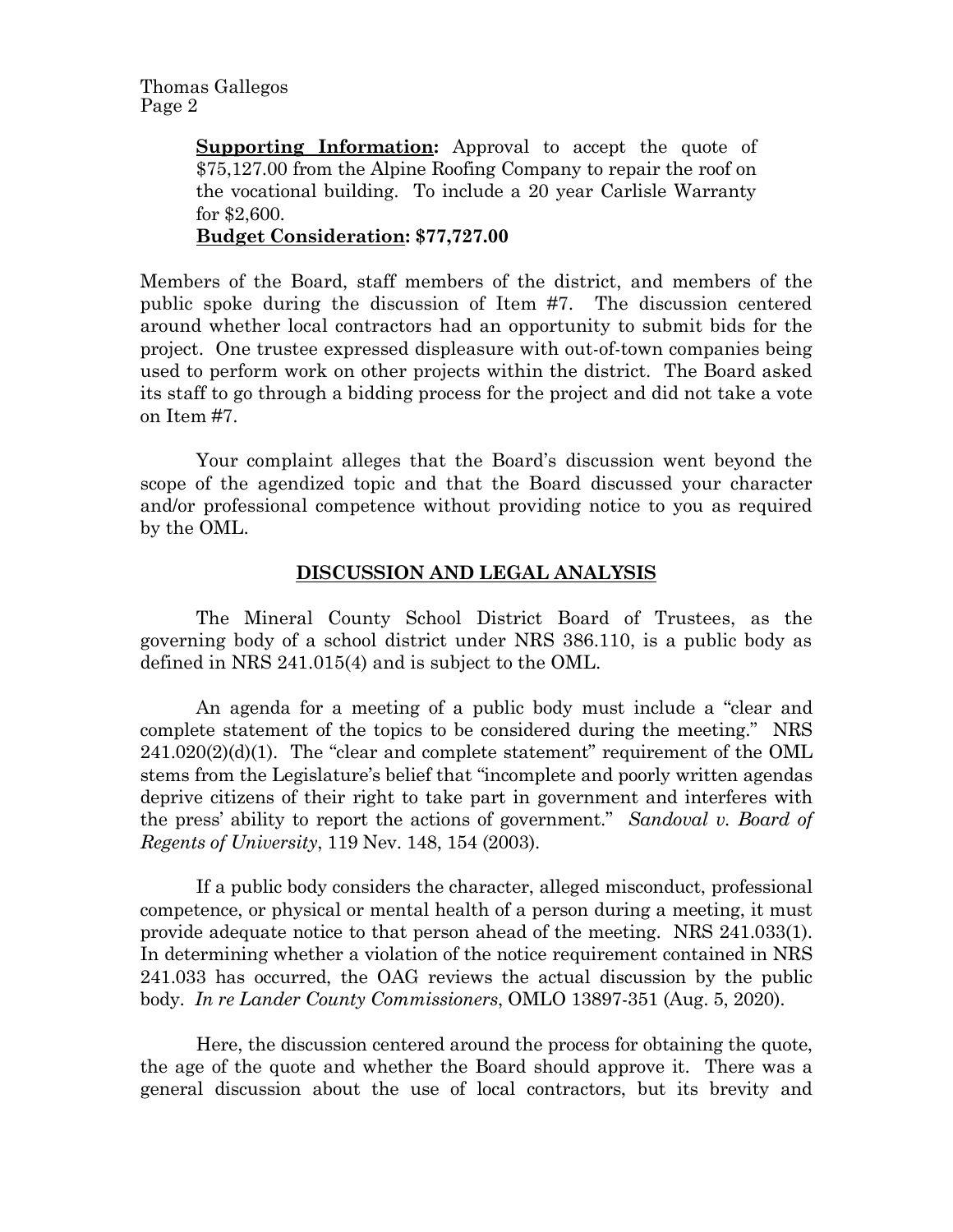**Supporting Information:** Approval to accept the quote of \$75,127.00 from the Alpine Roofing Company to repair the roof on the vocational building. To include a 20 year Carlisle Warranty for \$2,600.

**Budget Consideration: \$77,727.00**

Members of the Board, staff members of the district, and members of the public spoke during the discussion of Item #7. The discussion centered around whether local contractors had an opportunity to submit bids for the project. One trustee expressed displeasure with out-of-town companies being used to perform work on other projects within the district. The Board asked its staff to go through a bidding process for the project and did not take a vote on Item #7.

Your complaint alleges that the Board's discussion went beyond the scope of the agendized topic and that the Board discussed your character and/or professional competence without providing notice to you as required by the OML.

## DISCUSSION AND LEGAL ANALYSIS

The Mineral County School District Board of Trustees, as the governing body of a school district under NRS 386.110, is a public body as defined in NRS 241.015(4) and is subject to the OML.

An agenda for a meeting of a public body must include a "clear and complete statement of the topics to be considered during the meeting." NRS 241.020(2)(d)(1). The "clear and complete statement" requirement of the OML stems from the Legislature's belief that "incomplete and poorly written agendas deprive citizens of their right to take part in government and interferes with the press' ability to report the actions of government." *Sandoval v. Board of Regents of University*, 119 Nev. 148, 154 (2003).

If a public body considers the character, alleged misconduct, professional competence, or physical or mental health of a person during a meeting, it must provide adequate notice to that person ahead of the meeting. NRS 241.033(1). In determining whether a violation of the notice requirement contained in NRS 241.033 has occurred, the OAG reviews the actual discussion by the public body. *In re Lander County Commissioners*, OMLO 13897-351 (Aug. 5, 2020).

Here, the discussion centered around the process for obtaining the quote, the age of the quote and whether the Board should approve it. There was a general discussion about the use of local contractors, but its brevity and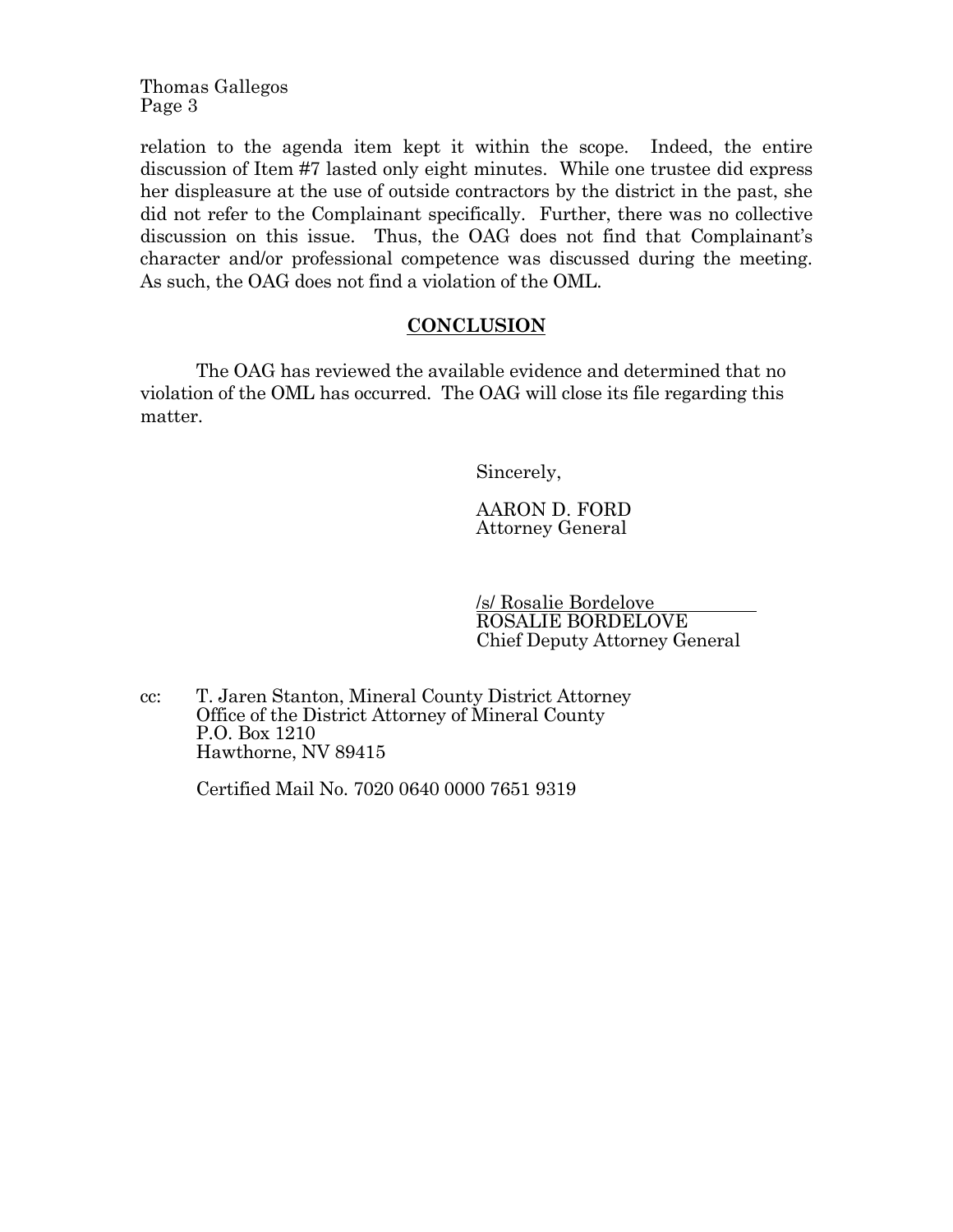relation to the agenda item kept it within the scope. Indeed, the entire discussion of Item #7 lasted only eight minutes. While one trustee did express her displeasure at the use of outside contractors by the district in the past, she did not refer to the Complainant specifically. Further, there was no collective discussion on this issue. Thus, the OAG does not find that Complainant's character and/or professional competence was discussed during the meeting. As such, the OAG does not find a violation of the OML.

## CONCLUSION

The OAG has reviewed the available evidence and determined that no violation of the OML has occurred. The OAG will close its file regarding this matter.

Sincerely,

AARON D. FORD
Attorney General

/s/ Rosalie Bordelove
ROSALIE BORDELOVE
Chief Deputy Attorney General

cc: T. Jaren Stanton, Mineral County District Attorney
Office of the District Attorney of Mineral County
P.O. Box 1210
Hawthorne, NV 89415

Certified Mail No. 7020 0640 0000 7651 9319